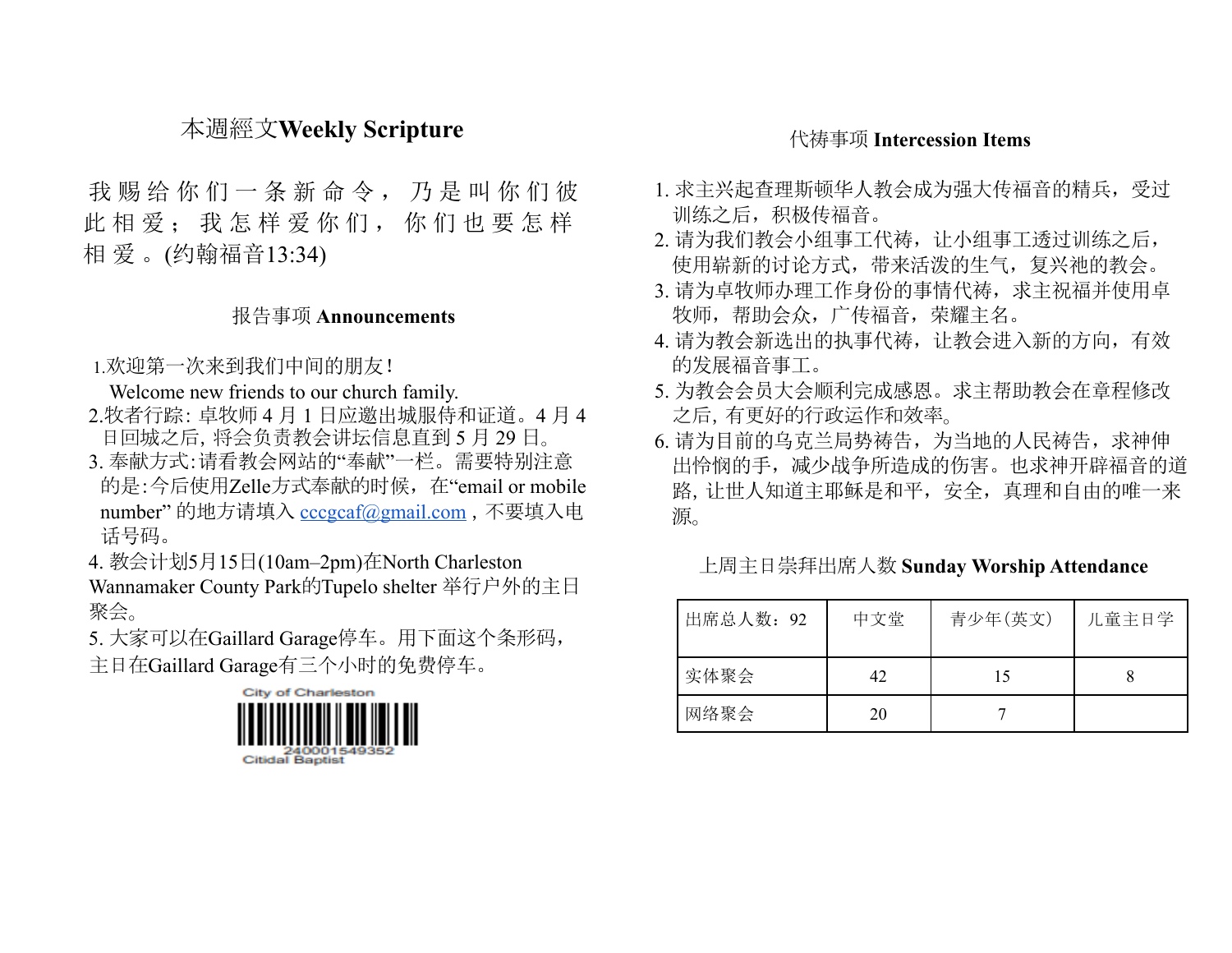## 本週經文Weekly Scripture

我 赐 给 你 们 一 条 新 命 令 ， 乃 是 叫 你 们 彼 此 相 爱 ； 我 怎 样 爱 你 们 ， 你 们 也 要 怎 样 相 爱 。(约翰福音13:34)

## 报告事项 Announcements

1.欢迎第一次来到我们中间的朋友！
Welcome new friends to our church family.

2.牧者行踪: 卓牧师 4 月 1 日应邀出城服侍和证道。4 月 4 日回城之后, 将会负责教会讲坛信息直到 5 月 29 日。

3. 奉献方式:请看教会网站的"奉献"一栏。需要特别注意的是:今后使用Zelle方式奉献的时候，在"email or mobile number" 的地方请填入 cccgcaf@gmail.com，不要填入电话号码。

4. 教会计划5月15日(10am–2pm)在North Charleston Wannamaker County Park的Tupelo shelter 举行户外的主日聚会。

5. 大家可以在Gaillard Garage停车。用下面这个条形码，主日在Gaillard Garage有三个小时的免费停车。

City of Charleston
240001549352
Citidal Baptist

## 代祷事项 Intercession Items

1. 求主兴起查理斯顿华人教会成为强大传福音的精兵，受过训练之后，积极传福音。
2. 请为我们教会小组事工代祷，让小组事工透过训练之后，使用崭新的讨论方式，带来活泼的生气，复兴祂的教会。
3. 请为卓牧师办理工作身份的事情代祷，求主祝福并使用卓牧师，帮助会众，广传福音，荣耀主名。
4. 请为教会新选出的执事代祷，让教会进入新的方向，有效的发展福音事工。
5. 为教会会员大会顺利完成感恩。求主帮助教会在章程修改之后, 有更好的行政运作和效率。
6. 请为目前的乌克兰局势祷告，为当地的人民祷告，求神伸出怜悯的手，减少战争所造成的伤害。也求神开辟福音的道路, 让世人知道主耶稣是和平，安全，真理和自由的唯一来源。

## 上周主日崇拜出席人数 Sunday Worship Attendance

| 出席总人数：92 | 中文堂 | 青少年(英文) | 儿童主日学 |
|---|---|---|---|
| 实体聚会 | 42 | 15 | 8 |
| 网络聚会 | 20 | 7 | |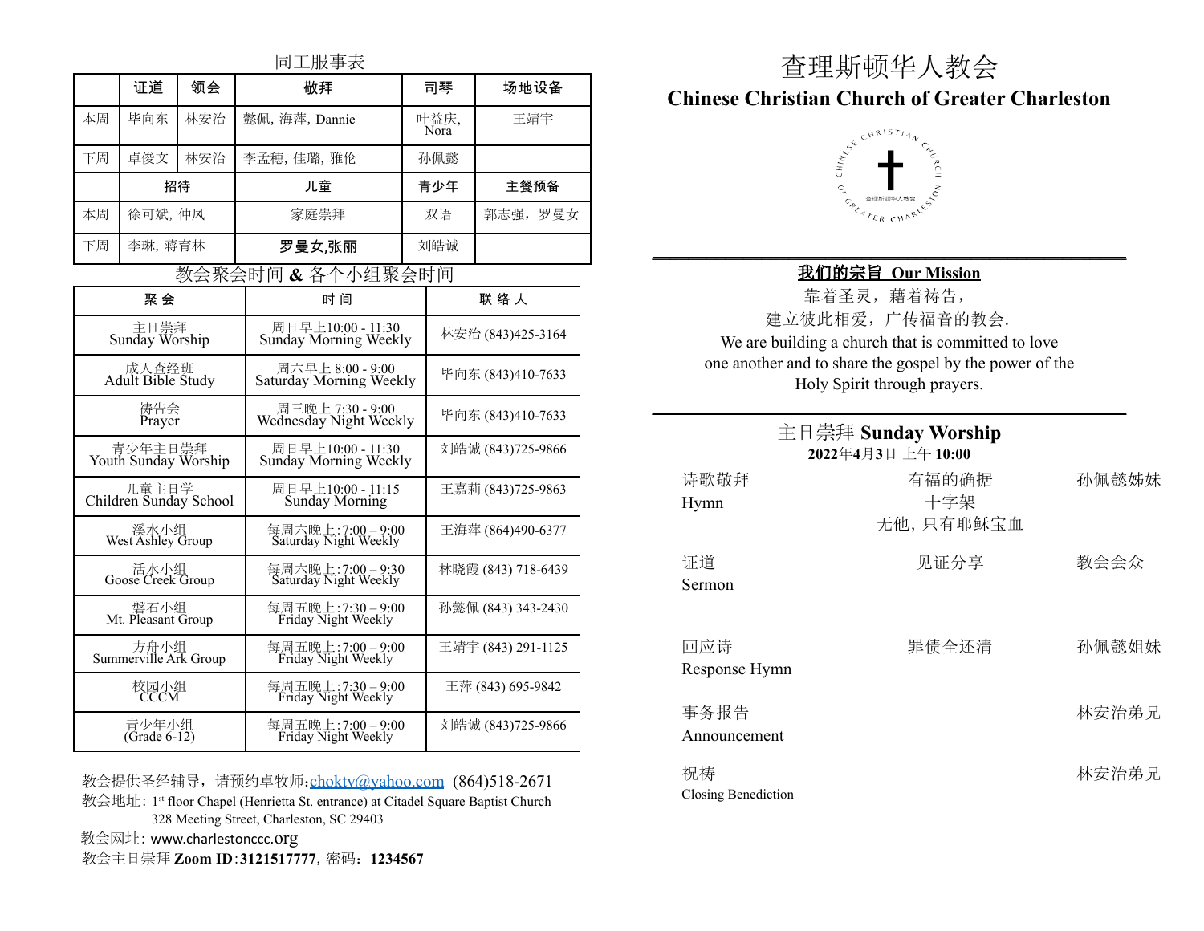## 同工服事表

| | 证道 | 领会 | 敬拜 | 司琴 | 场地设备 |
|---|---|---|---|---|---|
| 本周 | 毕向东 | 林安治 | 懿佩, 海萍, Dannie | 叶益庆, Nora | 王靖宇 |
| 下周 | 卓俊文 | 林安治 | 李孟穗, 佳璐, 雅伦 | 孙佩懿 | |
| | 招待 | | 儿童 | 青少年 | 主餐预备 |
| 本周 | 徐可斌, 仲凤 | | 家庭崇拜 | 双语 | 郭志强，罗曼女 |
| 下周 | 李琳, 蒋育林 | | 罗曼女,张丽 | 刘皓诚 | |

## 教会聚会时间 & 各个小组聚会时间

| 聚 会 | 时 间 | 联 络 人 |
|---|---|---|
| 主日崇拜 Sunday Worship | 周日早上10:00 - 11:30 Sunday Morning Weekly | 林安治 (843)425-3164 |
| 成人查经班 Adult Bible Study | 周六早上 8:00 - 9:00 Saturday Morning Weekly | 毕向东 (843)410-7633 |
| 祷告会 Prayer | 周三晚上 7:30 - 9:00 Wednesday Night Weekly | 毕向东 (843)410-7633 |
| 青少年主日崇拜 Youth Sunday Worship | 周日早上10:00 - 11:30 Sunday Morning Weekly | 刘皓诚 (843)725-9866 |
| 儿童主日学 Children Sunday School | 周日早上10:00 - 11:15 Sunday Morning | 王嘉莉 (843)725-9863 |
| 溪水小组 West Ashley Group | 每周六晚上:7:00 – 9:00 Saturday Night Weekly | 王海萍 (864)490-6377 |
| 活水小组 Goose Creek Group | 每周六晚上:7:00 – 9:30 Saturday Night Weekly | 林晓霞 (843) 718-6439 |
| 磐石小组 Mt. Pleasant Group | 每周五晚上:7:30 – 9:00 Friday Night Weekly | 孙懿佩 (843) 343-2430 |
| 方舟小组 Summerville Ark Group | 每周五晚上:7:00 – 9:00 Friday Night Weekly | 王靖宇 (843) 291-1125 |
| 校园小组 CCCM | 每周五晚上:7:30 – 9:00 Friday Night Weekly | 王萍 (843) 695-9842 |
| 青少年小组 (Grade 6-12) | 每周五晚上:7:00 – 9:00 Friday Night Weekly | 刘皓诚 (843)725-9866 |

教会提供圣经辅导，请预约卓牧师:choktv@yahoo.com (864)518-2671

教会地址: 1st floor Chapel (Henrietta St. entrance) at Citadel Square Baptist Church
328 Meeting Street, Charleston, SC 29403

教会网址: www.charlestonccc.org

教会主日崇拜 **Zoom ID**:**3121517777**, 密码: **1234567**

# 查理斯顿华人教会

# Chinese Christian Church of Greater Charleston

CHINESE CHRISTIAN CHURCH OF GREATER CHARLESTON 查理斯顿华人教会

**我们的宗旨 Our Mission**

靠着圣灵，藉着祷告，
建立彼此相爱，广传福音的教会.
We are building a church that is committed to love one another and to share the gospel by the power of the Holy Spirit through prayers.

## 主日崇拜 Sunday Worship

**2022年4月3日 上午 10:00**

| | | |
|---|---|---|
| 诗歌敬拜 Hymn | 有福的确据<br>十字架<br>无他，只有耶稣宝血 | 孙佩懿姊妹 |
| 证道 Sermon | 见证分享 | 教会会众 |
| 回应诗 Response Hymn | 罪债全还清 | 孙佩懿姐妹 |
| 事务报告 Announcement | | 林安治弟兄 |
| 祝祷 Closing Benediction | | 林安治弟兄 |